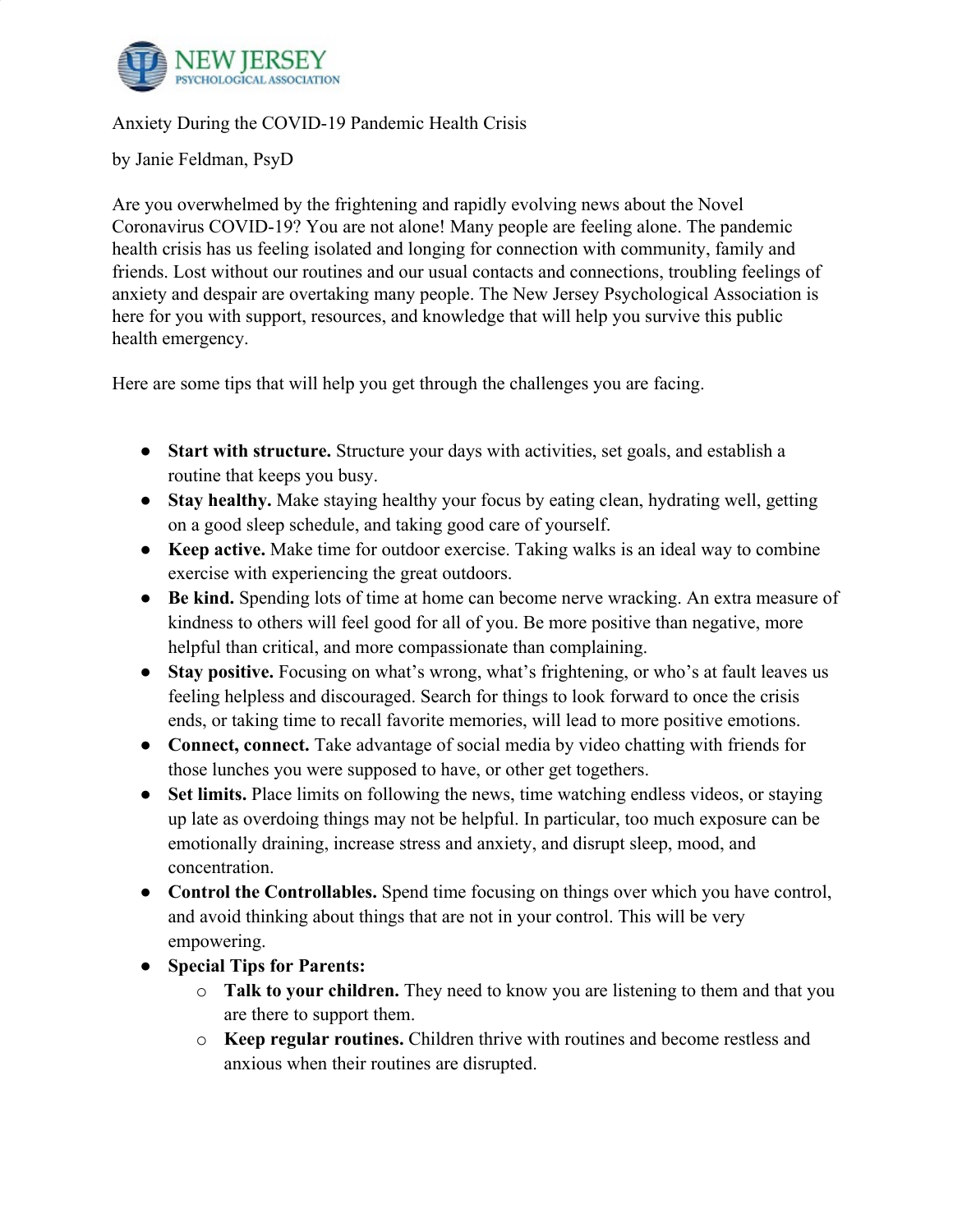NEW JERSEY
PSYCHOLOGICAL ASSOCIATION

# Anxiety During the COVID-19 Pandemic Health Crisis

by Janie Feldman, PsyD

Are you overwhelmed by the frightening and rapidly evolving news about the Novel Coronavirus COVID-19? You are not alone! Many people are feeling alone. The pandemic health crisis has us feeling isolated and longing for connection with community, family and friends. Lost without our routines and our usual contacts and connections, troubling feelings of anxiety and despair are overtaking many people. The New Jersey Psychological Association is here for you with support, resources, and knowledge that will help you survive this public health emergency.

Here are some tips that will help you get through the challenges you are facing.

- **Start with structure.** Structure your days with activities, set goals, and establish a routine that keeps you busy.
- **Stay healthy.** Make staying healthy your focus by eating clean, hydrating well, getting on a good sleep schedule, and taking good care of yourself.
- **Keep active.** Make time for outdoor exercise. Taking walks is an ideal way to combine exercise with experiencing the great outdoors.
- **Be kind.** Spending lots of time at home can become nerve wracking. An extra measure of kindness to others will feel good for all of you. Be more positive than negative, more helpful than critical, and more compassionate than complaining.
- **Stay positive.** Focusing on what's wrong, what's frightening, or who's at fault leaves us feeling helpless and discouraged. Search for things to look forward to once the crisis ends, or taking time to recall favorite memories, will lead to more positive emotions.
- **Connect, connect.** Take advantage of social media by video chatting with friends for those lunches you were supposed to have, or other get togethers.
- **Set limits.** Place limits on following the news, time watching endless videos, or staying up late as overdoing things may not be helpful. In particular, too much exposure can be emotionally draining, increase stress and anxiety, and disrupt sleep, mood, and concentration.
- **Control the Controllables.** Spend time focusing on things over which you have control, and avoid thinking about things that are not in your control. This will be very empowering.
- **Special Tips for Parents:**
  - **Talk to your children.** They need to know you are listening to them and that you are there to support them.
  - **Keep regular routines.** Children thrive with routines and become restless and anxious when their routines are disrupted.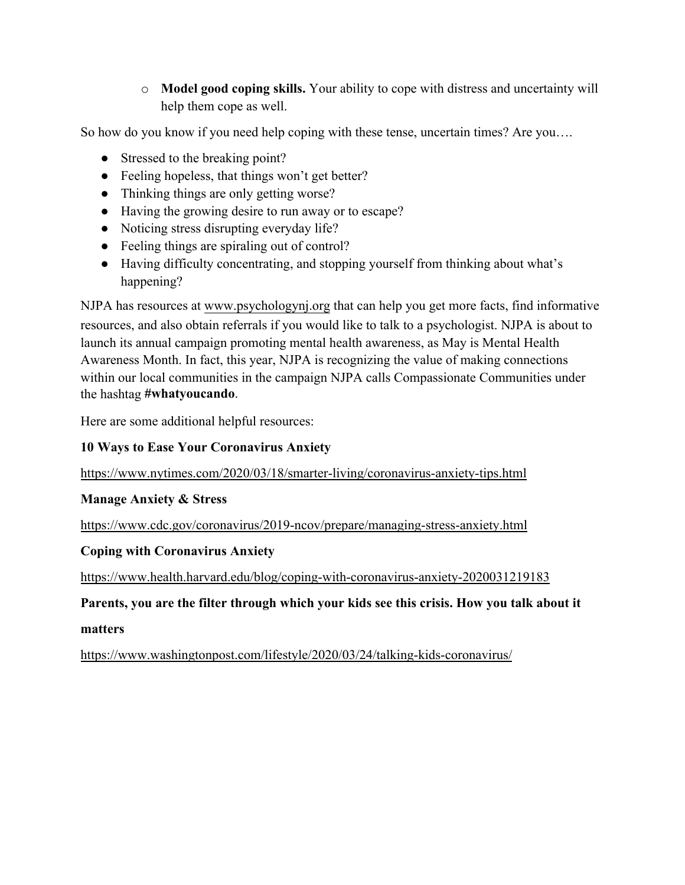- **Model good coping skills.** Your ability to cope with distress and uncertainty will help them cope as well.

So how do you know if you need help coping with these tense, uncertain times? Are you….

- Stressed to the breaking point?
- Feeling hopeless, that things won't get better?
- Thinking things are only getting worse?
- Having the growing desire to run away or to escape?
- Noticing stress disrupting everyday life?
- Feeling things are spiraling out of control?
- Having difficulty concentrating, and stopping yourself from thinking about what's happening?

NJPA has resources at www.psychologynj.org that can help you get more facts, find informative resources, and also obtain referrals if you would like to talk to a psychologist. NJPA is about to launch its annual campaign promoting mental health awareness, as May is Mental Health Awareness Month. In fact, this year, NJPA is recognizing the value of making connections within our local communities in the campaign NJPA calls Compassionate Communities under the hashtag **#whatyoucando**.

Here are some additional helpful resources:

**10 Ways to Ease Your Coronavirus Anxiety**

https://www.nytimes.com/2020/03/18/smarter-living/coronavirus-anxiety-tips.html

**Manage Anxiety & Stress**

https://www.cdc.gov/coronavirus/2019-ncov/prepare/managing-stress-anxiety.html

**Coping with Coronavirus Anxiety**

https://www.health.harvard.edu/blog/coping-with-coronavirus-anxiety-2020031219183

**Parents, you are the filter through which your kids see this crisis. How you talk about it matters**

https://www.washingtonpost.com/lifestyle/2020/03/24/talking-kids-coronavirus/